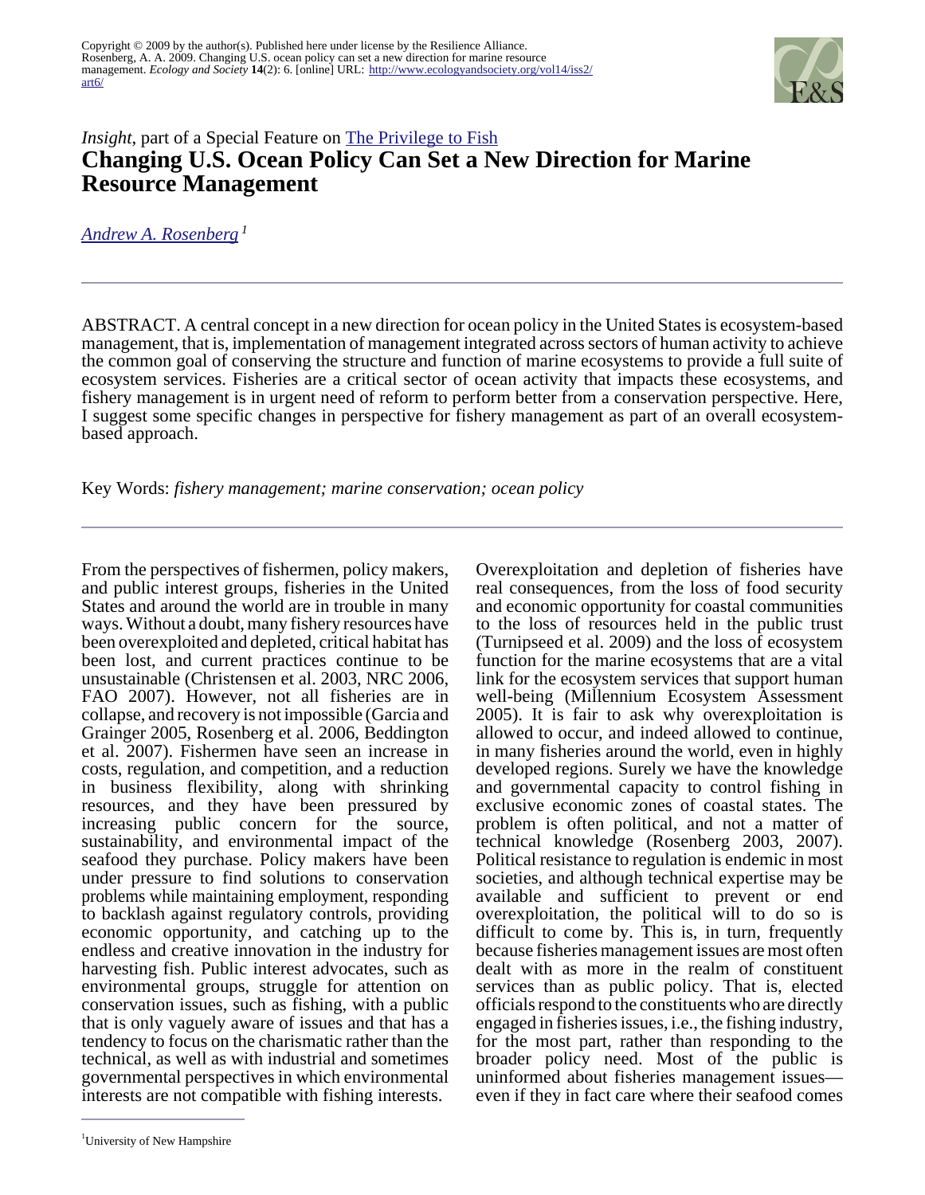*Insight*, part of a Special Feature on The Privilege to Fish

# Changing U.S. Ocean Policy Can Set a New Direction for Marine Resource Management

Andrew A. Rosenberg[1]

ABSTRACT. A central concept in a new direction for ocean policy in the United States is ecosystem-based management, that is, implementation of management integrated across sectors of human activity to achieve the common goal of conserving the structure and function of marine ecosystems to provide a full suite of ecosystem services. Fisheries are a critical sector of ocean activity that impacts these ecosystems, and fishery management is in urgent need of reform to perform better from a conservation perspective. Here, I suggest some specific changes in perspective for fishery management as part of an overall ecosystem-based approach.

Key Words: *fishery management; marine conservation; ocean policy*

From the perspectives of fishermen, policy makers, and public interest groups, fisheries in the United States and around the world are in trouble in many ways. Without a doubt, many fishery resources have been overexploited and depleted, critical habitat has been lost, and current practices continue to be unsustainable (Christensen et al. 2003, NRC 2006, FAO 2007). However, not all fisheries are in collapse, and recovery is not impossible (Garcia and Grainger 2005, Rosenberg et al. 2006, Beddington et al. 2007). Fishermen have seen an increase in costs, regulation, and competition, and a reduction in business flexibility, along with shrinking resources, and they have been pressured by increasing public concern for the source, sustainability, and environmental impact of the seafood they purchase. Policy makers have been under pressure to find solutions to conservation problems while maintaining employment, responding to backlash against regulatory controls, providing economic opportunity, and catching up to the endless and creative innovation in the industry for harvesting fish. Public interest advocates, such as environmental groups, struggle for attention on conservation issues, such as fishing, with a public that is only vaguely aware of issues and that has a tendency to focus on the charismatic rather than the technical, as well as with industrial and sometimes governmental perspectives in which environmental interests are not compatible with fishing interests.

Overexploitation and depletion of fisheries have real consequences, from the loss of food security and economic opportunity for coastal communities to the loss of resources held in the public trust (Turnipseed et al. 2009) and the loss of ecosystem function for the marine ecosystems that are a vital link for the ecosystem services that support human well-being (Millennium Ecosystem Assessment 2005). It is fair to ask why overexploitation is allowed to occur, and indeed allowed to continue, in many fisheries around the world, even in highly developed regions. Surely we have the knowledge and governmental capacity to control fishing in exclusive economic zones of coastal states. The problem is often political, and not a matter of technical knowledge (Rosenberg 2003, 2007). Political resistance to regulation is endemic in most societies, and although technical expertise may be available and sufficient to prevent or end overexploitation, the political will to do so is difficult to come by. This is, in turn, frequently because fisheries management issues are most often dealt with as more in the realm of constituent services than as public policy. That is, elected officials respond to the constituents who are directly engaged in fisheries issues, i.e., the fishing industry, for the most part, rather than responding to the broader policy need. Most of the public is uninformed about fisheries management issues—even if they in fact care where their seafood comes

[1]University of New Hampshire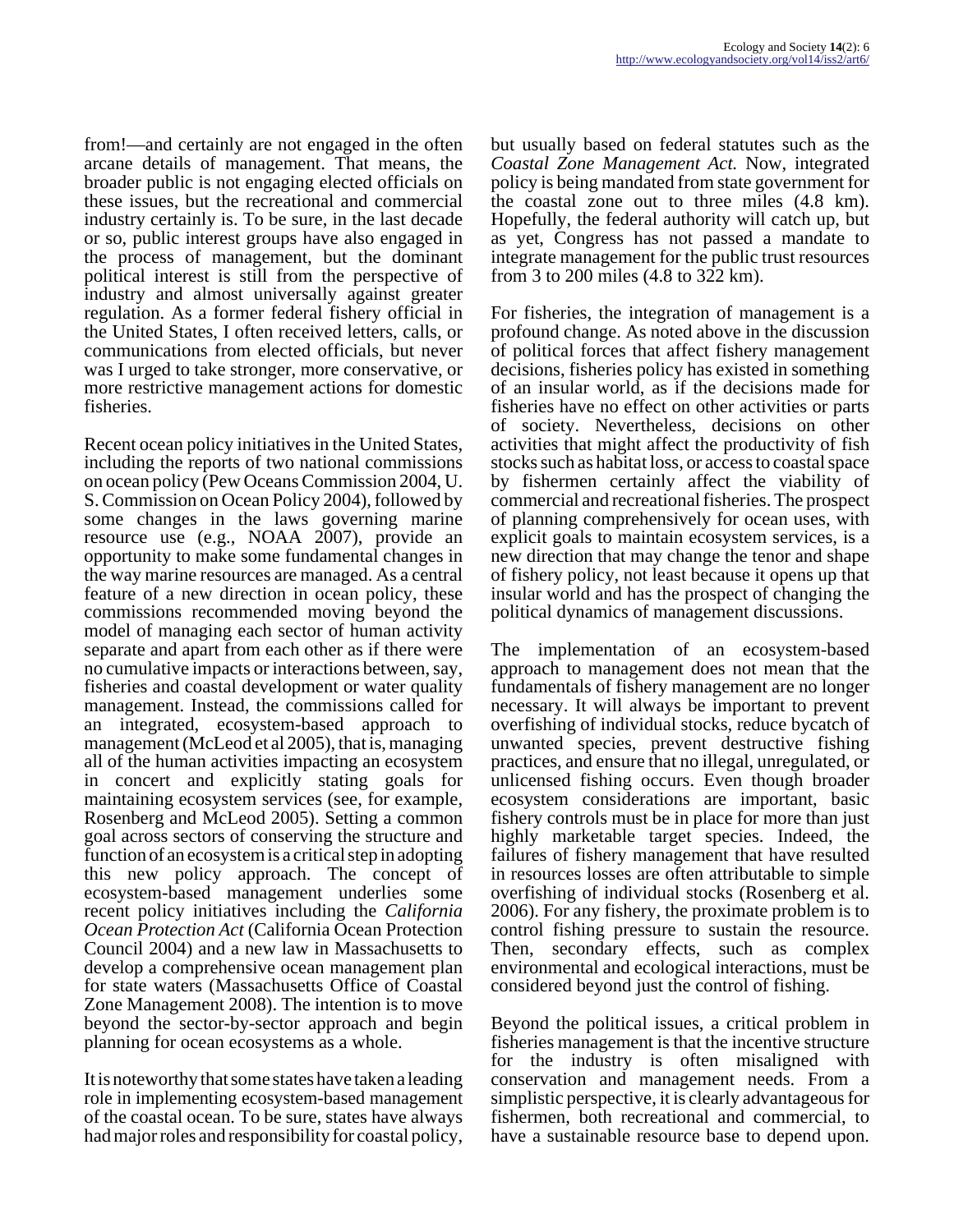from!—and certainly are not engaged in the often arcane details of management. That means, the broader public is not engaging elected officials on these issues, but the recreational and commercial industry certainly is. To be sure, in the last decade or so, public interest groups have also engaged in the process of management, but the dominant political interest is still from the perspective of industry and almost universally against greater regulation. As a former federal fishery official in the United States, I often received letters, calls, or communications from elected officials, but never was I urged to take stronger, more conservative, or more restrictive management actions for domestic fisheries.

Recent ocean policy initiatives in the United States, including the reports of two national commissions on ocean policy (Pew Oceans Commission 2004, U. S. Commission on Ocean Policy 2004), followed by some changes in the laws governing marine resource use (e.g., NOAA 2007), provide an opportunity to make some fundamental changes in the way marine resources are managed. As a central feature of a new direction in ocean policy, these commissions recommended moving beyond the model of managing each sector of human activity separate and apart from each other as if there were no cumulative impacts or interactions between, say, fisheries and coastal development or water quality management. Instead, the commissions called for an integrated, ecosystem-based approach to management (McLeod et al 2005), that is, managing all of the human activities impacting an ecosystem in concert and explicitly stating goals for maintaining ecosystem services (see, for example, Rosenberg and McLeod 2005). Setting a common goal across sectors of conserving the structure and function of an ecosystem is a critical step in adopting this new policy approach. The concept of ecosystem-based management underlies some recent policy initiatives including the *California Ocean Protection Act* (California Ocean Protection Council 2004) and a new law in Massachusetts to develop a comprehensive ocean management plan for state waters (Massachusetts Office of Coastal Zone Management 2008). The intention is to move beyond the sector-by-sector approach and begin planning for ocean ecosystems as a whole.

It is noteworthy that some states have taken a leading role in implementing ecosystem-based management of the coastal ocean. To be sure, states have always had major roles and responsibility for coastal policy, but usually based on federal statutes such as the *Coastal Zone Management Act.* Now, integrated policy is being mandated from state government for the coastal zone out to three miles (4.8 km). Hopefully, the federal authority will catch up, but as yet, Congress has not passed a mandate to integrate management for the public trust resources from 3 to 200 miles (4.8 to 322 km).

For fisheries, the integration of management is a profound change. As noted above in the discussion of political forces that affect fishery management decisions, fisheries policy has existed in something of an insular world, as if the decisions made for fisheries have no effect on other activities or parts of society. Nevertheless, decisions on other activities that might affect the productivity of fish stocks such as habitat loss, or access to coastal space by fishermen certainly affect the viability of commercial and recreational fisheries. The prospect of planning comprehensively for ocean uses, with explicit goals to maintain ecosystem services, is a new direction that may change the tenor and shape of fishery policy, not least because it opens up that insular world and has the prospect of changing the political dynamics of management discussions.

The implementation of an ecosystem-based approach to management does not mean that the fundamentals of fishery management are no longer necessary. It will always be important to prevent overfishing of individual stocks, reduce bycatch of unwanted species, prevent destructive fishing practices, and ensure that no illegal, unregulated, or unlicensed fishing occurs. Even though broader ecosystem considerations are important, basic fishery controls must be in place for more than just highly marketable target species. Indeed, the failures of fishery management that have resulted in resources losses are often attributable to simple overfishing of individual stocks (Rosenberg et al. 2006). For any fishery, the proximate problem is to control fishing pressure to sustain the resource. Then, secondary effects, such as complex environmental and ecological interactions, must be considered beyond just the control of fishing.

Beyond the political issues, a critical problem in fisheries management is that the incentive structure for the industry is often misaligned with conservation and management needs. From a simplistic perspective, it is clearly advantageous for fishermen, both recreational and commercial, to have a sustainable resource base to depend upon.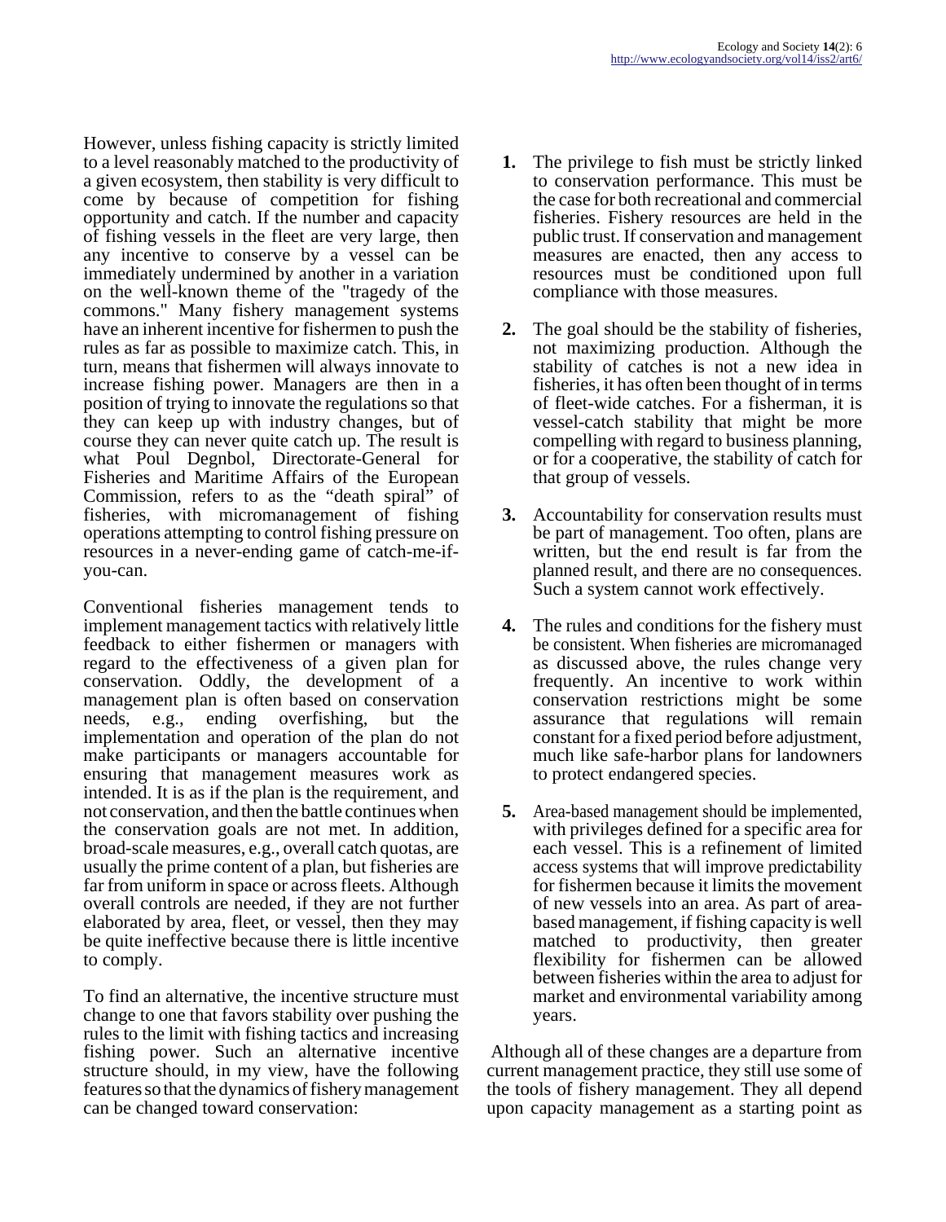However, unless fishing capacity is strictly limited to a level reasonably matched to the productivity of a given ecosystem, then stability is very difficult to come by because of competition for fishing opportunity and catch. If the number and capacity of fishing vessels in the fleet are very large, then any incentive to conserve by a vessel can be immediately undermined by another in a variation on the well-known theme of the "tragedy of the commons." Many fishery management systems have an inherent incentive for fishermen to push the rules as far as possible to maximize catch. This, in turn, means that fishermen will always innovate to increase fishing power. Managers are then in a position of trying to innovate the regulations so that they can keep up with industry changes, but of course they can never quite catch up. The result is what Poul Degnbol, Directorate-General for Fisheries and Maritime Affairs of the European Commission, refers to as the "death spiral" of fisheries, with micromanagement of fishing operations attempting to control fishing pressure on resources in a never-ending game of catch-me-if-you-can.

Conventional fisheries management tends to implement management tactics with relatively little feedback to either fishermen or managers with regard to the effectiveness of a given plan for conservation. Oddly, the development of a management plan is often based on conservation needs, e.g., ending overfishing, but the implementation and operation of the plan do not make participants or managers accountable for ensuring that management measures work as intended. It is as if the plan is the requirement, and not conservation, and then the battle continues when the conservation goals are not met. In addition, broad-scale measures, e.g., overall catch quotas, are usually the prime content of a plan, but fisheries are far from uniform in space or across fleets. Although overall controls are needed, if they are not further elaborated by area, fleet, or vessel, then they may be quite ineffective because there is little incentive to comply.

To find an alternative, the incentive structure must change to one that favors stability over pushing the rules to the limit with fishing tactics and increasing fishing power. Such an alternative incentive structure should, in my view, have the following features so that the dynamics of fishery management can be changed toward conservation:

1. The privilege to fish must be strictly linked to conservation performance. This must be the case for both recreational and commercial fisheries. Fishery resources are held in the public trust. If conservation and management measures are enacted, then any access to resources must be conditioned upon full compliance with those measures.

2. The goal should be the stability of fisheries, not maximizing production. Although the stability of catches is not a new idea in fisheries, it has often been thought of in terms of fleet-wide catches. For a fisherman, it is vessel-catch stability that might be more compelling with regard to business planning, or for a cooperative, the stability of catch for that group of vessels.

3. Accountability for conservation results must be part of management. Too often, plans are written, but the end result is far from the planned result, and there are no consequences. Such a system cannot work effectively.

4. The rules and conditions for the fishery must be consistent. When fisheries are micromanaged as discussed above, the rules change very frequently. An incentive to work within conservation restrictions might be some assurance that regulations will remain constant for a fixed period before adjustment, much like safe-harbor plans for landowners to protect endangered species.

5. Area-based management should be implemented, with privileges defined for a specific area for each vessel. This is a refinement of limited access systems that will improve predictability for fishermen because it limits the movement of new vessels into an area. As part of area-based management, if fishing capacity is well matched to productivity, then greater flexibility for fishermen can be allowed between fisheries within the area to adjust for market and environmental variability among years.

Although all of these changes are a departure from current management practice, they still use some of the tools of fishery management. They all depend upon capacity management as a starting point as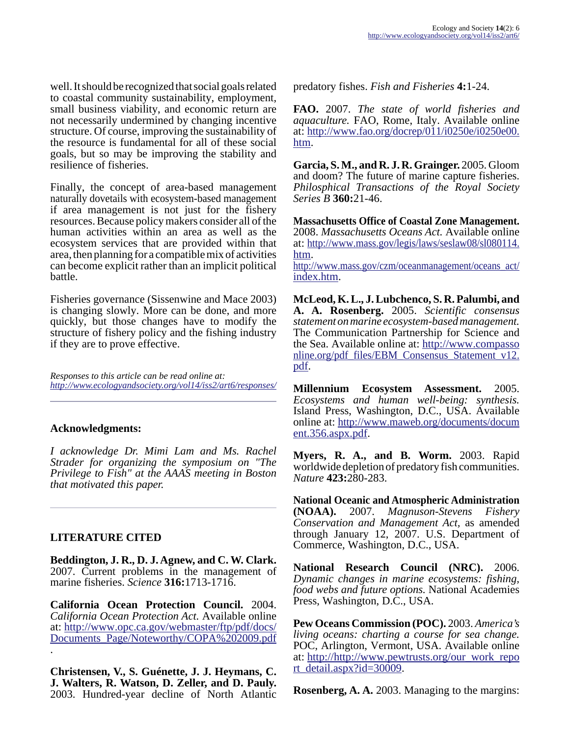well. It should be recognized that social goals related to coastal community sustainability, employment, small business viability, and economic return are not necessarily undermined by changing incentive structure. Of course, improving the sustainability of the resource is fundamental for all of these social goals, but so may be improving the stability and resilience of fisheries.

Finally, the concept of area-based management naturally dovetails with ecosystem-based management if area management is not just for the fishery resources. Because policy makers consider all of the human activities within an area as well as the ecosystem services that are provided within that area, then planning for a compatible mix of activities can become explicit rather than an implicit political battle.

Fisheries governance (Sissenwine and Mace 2003) is changing slowly. More can be done, and more quickly, but those changes have to modify the structure of fishery policy and the fishing industry if they are to prove effective.

*Responses to this article can be read online at:*
*http://www.ecologyandsociety.org/vol14/iss2/art6/responses/*

## Acknowledgments:

*I acknowledge Dr. Mimi Lam and Ms. Rachel Strader for organizing the symposium on "The Privilege to Fish" at the AAAS meeting in Boston that motivated this paper.*

## LITERATURE CITED

**Beddington, J. R., D. J. Agnew, and C. W. Clark.** 2007. Current problems in the management of marine fisheries. *Science* **316:**1713-1716.

**California Ocean Protection Council.** 2004. *California Ocean Protection Act.* Available online at: http://www.opc.ca.gov/webmaster/ftp/pdf/docs/Documents_Page/Noteworthy/COPA%202009.pdf.

**Christensen, V., S. Guénette, J. J. Heymans, C. J. Walters, R. Watson, D. Zeller, and D. Pauly.** 2003. Hundred-year decline of North Atlantic predatory fishes. *Fish and Fisheries* **4:**1-24.

**FAO.** 2007. *The state of world fisheries and aquaculture.* FAO, Rome, Italy. Available online at: http://www.fao.org/docrep/011/i0250e/i0250e00.htm.

**Garcia, S. M., and R. J. R. Grainger.** 2005. Gloom and doom? The future of marine capture fisheries. *Philosphical Transactions of the Royal Society Series B* **360:**21-46.

**Massachusetts Office of Coastal Zone Management.** 2008. *Massachusetts Oceans Act.* Available online at: http://www.mass.gov/legis/laws/seslaw08/sl080114.htm.
http://www.mass.gov/czm/oceanmanagement/oceans_act/index.htm.

**McLeod, K. L., J. Lubchenco, S. R. Palumbi, and A. A. Rosenberg.** 2005. *Scientific consensus statement on marine ecosystem-based management.* The Communication Partnership for Science and the Sea. Available online at: http://www.compassonline.org/pdf_files/EBM_Consensus_Statement_v12.pdf.

**Millennium Ecosystem Assessment.** 2005. *Ecosystems and human well-being: synthesis.* Island Press, Washington, D.C., USA. Available online at: http://www.maweb.org/documents/document.356.aspx.pdf.

**Myers, R. A., and B. Worm.** 2003. Rapid worldwide depletion of predatory fish communities. *Nature* **423:**280-283.

**National Oceanic and Atmospheric Administration (NOAA).** 2007. *Magnuson-Stevens Fishery Conservation and Management Act*, as amended through January 12, 2007. U.S. Department of Commerce, Washington, D.C., USA.

**National Research Council (NRC).** 2006. *Dynamic changes in marine ecosystems: fishing, food webs and future options.* National Academies Press, Washington, D.C., USA.

**Pew Oceans Commission (POC).** 2003. *America's living oceans: charting a course for sea change.* POC, Arlington, Vermont, USA. Available online at: http://http://www.pewtrusts.org/our_work_report_detail.aspx?id=30009.

**Rosenberg, A. A.** 2003. Managing to the margins: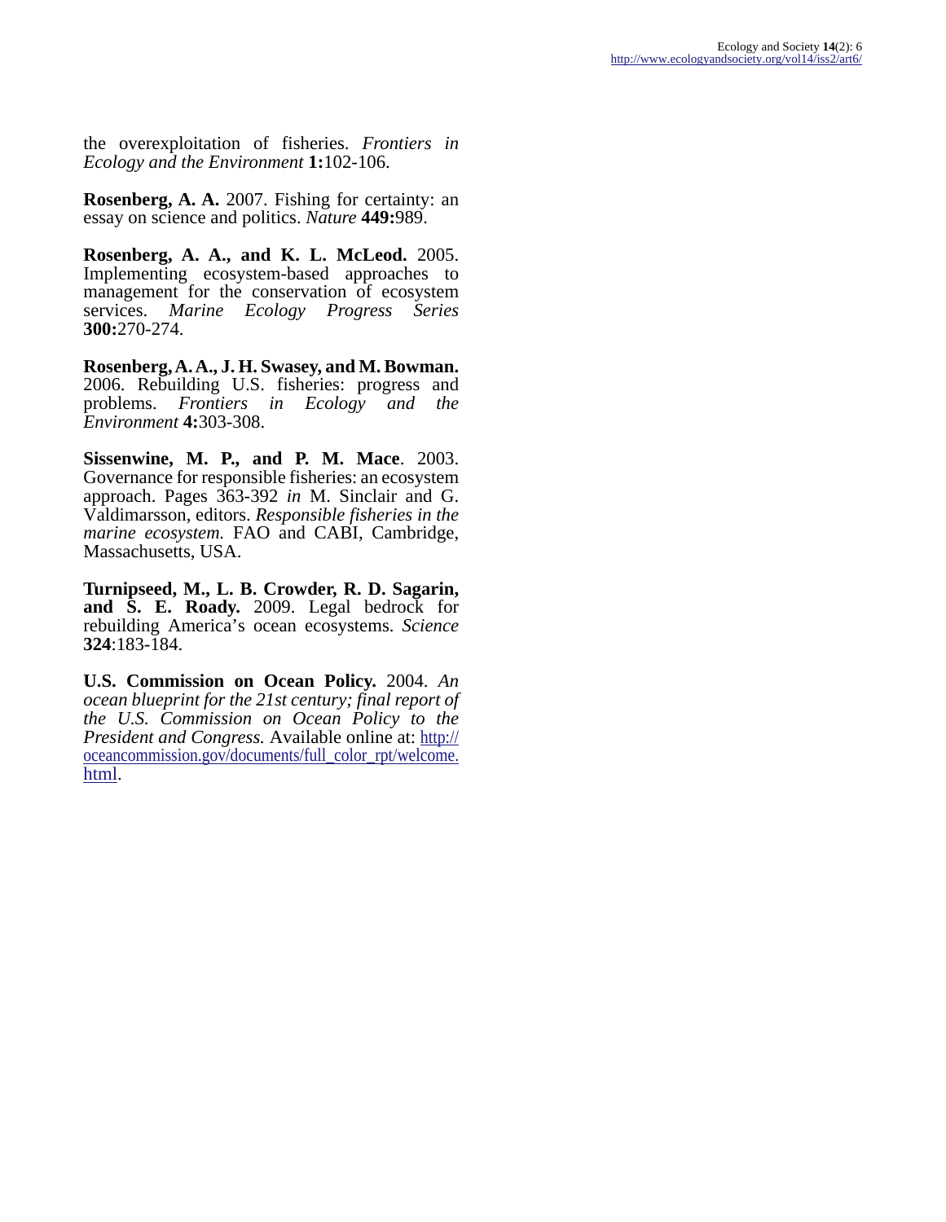the overexploitation of fisheries. *Frontiers in Ecology and the Environment* **1:**102-106.

**Rosenberg, A. A.** 2007. Fishing for certainty: an essay on science and politics. *Nature* **449:**989.

**Rosenberg, A. A., and K. L. McLeod.** 2005. Implementing ecosystem-based approaches to management for the conservation of ecosystem services. *Marine Ecology Progress Series* **300:**270-274.

**Rosenberg, A. A., J. H. Swasey, and M. Bowman.** 2006. Rebuilding U.S. fisheries: progress and problems. *Frontiers in Ecology and the Environment* **4:**303-308.

**Sissenwine, M. P., and P. M. Mace**. 2003. Governance for responsible fisheries: an ecosystem approach. Pages 363-392 *in* M. Sinclair and G. Valdimarsson, editors. *Responsible fisheries in the marine ecosystem.* FAO and CABI, Cambridge, Massachusetts, USA.

**Turnipseed, M., L. B. Crowder, R. D. Sagarin, and S. E. Roady.** 2009. Legal bedrock for rebuilding America's ocean ecosystems. *Science* **324**:183-184.

**U.S. Commission on Ocean Policy.** 2004. *An ocean blueprint for the 21st century; final report of the U.S. Commission on Ocean Policy to the President and Congress.* Available online at: http://oceancommission.gov/documents/full_color_rpt/welcome.html.